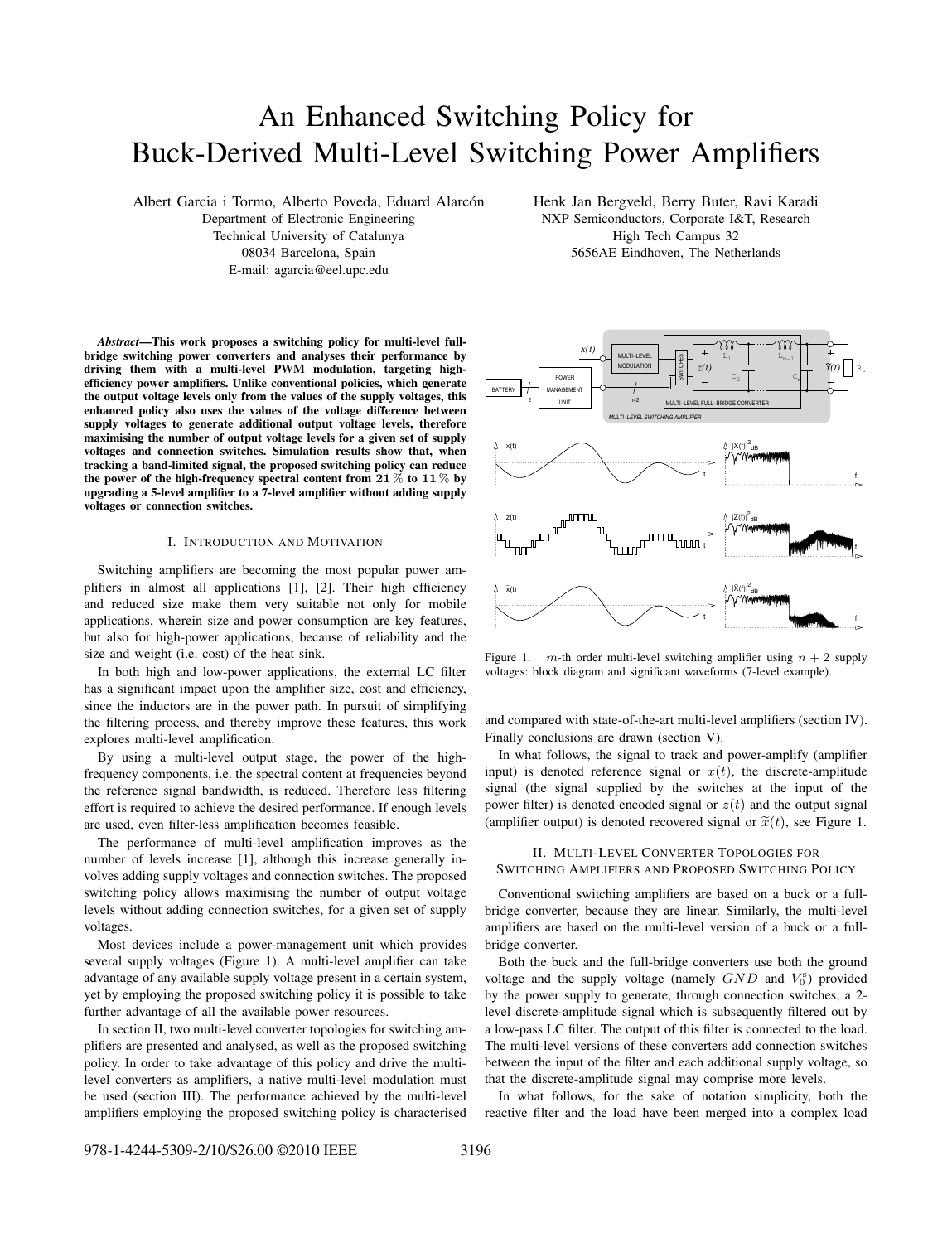# An Enhanced Switching Policy for Buck-Derived Multi-Level Switching Power Amplifiers

Albert Garcia i Tormo, Alberto Poveda, Eduard Alarcón
Department of Electronic Engineering
Technical University of Catalunya
08034 Barcelona, Spain
E-mail: agarcia@eel.upc.edu

Henk Jan Bergveld, Berry Buter, Ravi Karadi
NXP Semiconductors, Corporate I&T, Research
High Tech Campus 32
5656AE Eindhoven, The Netherlands

***Abstract*—This work proposes a switching policy for multi-level full-bridge switching power converters and analyses their performance by driving them with a multi-level PWM modulation, targeting high-efficiency power amplifiers. Unlike conventional policies, which generate the output voltage levels only from the values of the supply voltages, this enhanced policy also uses the values of the voltage difference between supply voltages to generate additional output voltage levels, therefore maximising the number of output voltage levels for a given set of supply voltages and connection switches. Simulation results show that, when tracking a band-limited signal, the proposed switching policy can reduce the power of the high-frequency spectral content from $21\,\%$ to $11\,\%$ by upgrading a 5-level amplifier to a 7-level amplifier without adding supply voltages or connection switches.**

## I. Introduction and Motivation

Switching amplifiers are becoming the most popular power amplifiers in almost all applications [1], [2]. Their high efficiency and reduced size make them very suitable not only for mobile applications, wherein size and power consumption are key features, but also for high-power applications, because of reliability and the size and weight (i.e. cost) of the heat sink.

In both high and low-power applications, the external LC filter has a significant impact upon the amplifier size, cost and efficiency, since the inductors are in the power path. In pursuit of simplifying the filtering process, and thereby improve these features, this work explores multi-level amplification.

By using a multi-level output stage, the power of the high-frequency components, i.e. the spectral content at frequencies beyond the reference signal bandwidth, is reduced. Therefore less filtering effort is required to achieve the desired performance. If enough levels are used, even filter-less amplification becomes feasible.

The performance of multi-level amplification improves as the number of levels increase [1], although this increase generally involves adding supply voltages and connection switches. The proposed switching policy allows maximising the number of output voltage levels without adding connection switches, for a given set of supply voltages.

Most devices include a power-management unit which provides several supply voltages (Figure 1). A multi-level amplifier can take advantage of any available supply voltage present in a certain system, yet by employing the proposed switching policy it is possible to take further advantage of all the available power resources.

In section II, two multi-level converter topologies for switching amplifiers are presented and analysed, as well as the proposed switching policy. In order to take advantage of this policy and drive the multi-level converters as amplifiers, a native multi-level modulation must be used (section III). The performance achieved by the multi-level amplifiers employing the proposed switching policy is characterised and compared with state-of-the-art multi-level amplifiers (section IV). Finally conclusions are drawn (section V).

Figure 1. $m$-th order multi-level switching amplifier using $n+2$ supply voltages: block diagram and significant waveforms (7-level example).

In what follows, the signal to track and power-amplify (amplifier input) is denoted reference signal or $x(t)$, the discrete-amplitude signal (the signal supplied by the switches at the input of the power filter) is denoted encoded signal or $z(t)$ and the output signal (amplifier output) is denoted recovered signal or $\widetilde{x}(t)$, see Figure 1.

## II. Multi-Level Converter Topologies for Switching Amplifiers and Proposed Switching Policy

Conventional switching amplifiers are based on a buck or a full-bridge converter, because they are linear. Similarly, the multi-level amplifiers are based on the multi-level version of a buck or a full-bridge converter.

Both the buck and the full-bridge converters use both the ground voltage and the supply voltage (namely $GND$ and $V_0^s$) provided by the power supply to generate, through connection switches, a 2-level discrete-amplitude signal which is subsequently filtered out by a low-pass LC filter. The output of this filter is connected to the load. The multi-level versions of these converters add connection switches between the input of the filter and each additional supply voltage, so that the discrete-amplitude signal may comprise more levels.

In what follows, for the sake of notation simplicity, both the reactive filter and the load have been merged into a complex load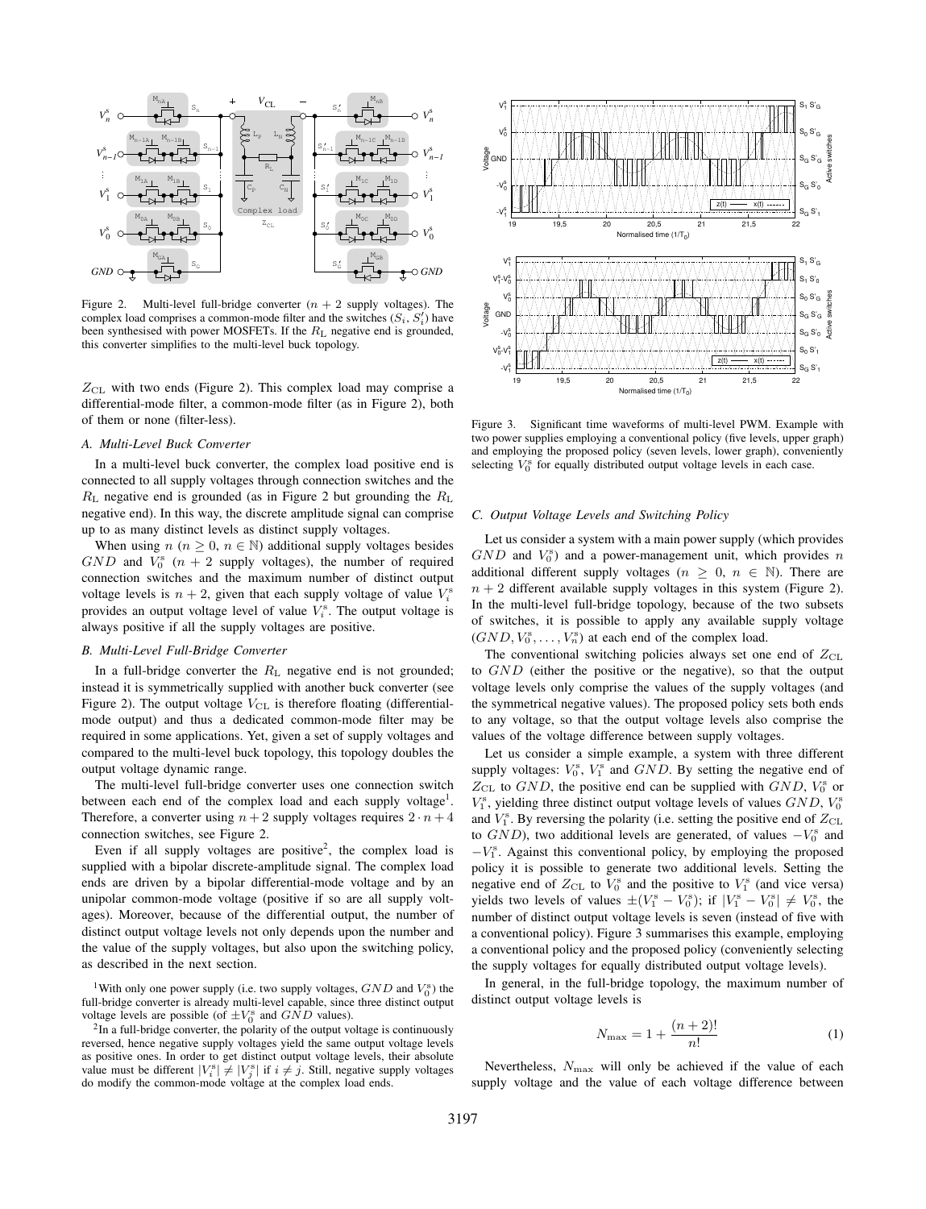Figure 2. Multi-level full-bridge converter ($n + 2$ supply voltages). The complex load comprises a common-mode filter and the switches ($S_i$, $S'_i$) have been synthesised with power MOSFETs. If the $R_L$ negative end is grounded, this converter simplifies to the multi-level buck topology.

$Z_{CL}$ with two ends (Figure 2). This complex load may comprise a differential-mode filter, a common-mode filter (as in Figure 2), both of them or none (filter-less).

### A. Multi-Level Buck Converter

In a multi-level buck converter, the complex load positive end is connected to all supply voltages through connection switches and the $R_L$ negative end is grounded (as in Figure 2 but grounding the $R_L$ negative end). In this way, the discrete amplitude signal can comprise up to as many distinct levels as distinct supply voltages.

When using $n$ ($n \geq 0$, $n \in \mathbb{N}$) additional supply voltages besides $GND$ and $V_0^s$ ($n + 2$ supply voltages), the number of required connection switches and the maximum number of distinct output voltage levels is $n + 2$, given that each supply voltage of value $V_i^s$ provides an output voltage level of value $V_i^s$. The output voltage is always positive if all the supply voltages are positive.

### B. Multi-Level Full-Bridge Converter

In a full-bridge converter the $R_L$ negative end is not grounded; instead it is symmetrically supplied with another buck converter (see Figure 2). The output voltage $V_{CL}$ is therefore floating (differential-mode output) and thus a dedicated common-mode filter may be required in some applications. Yet, given a set of supply voltages and compared to the multi-level buck topology, this topology doubles the output voltage dynamic range.

The multi-level full-bridge converter uses one connection switch between each end of the complex load and each supply voltage[1]. Therefore, a converter using $n+2$ supply voltages requires $2 \cdot n + 4$ connection switches, see Figure 2.

Even if all supply voltages are positive[2], the complex load is supplied with a bipolar discrete-amplitude signal. The complex load ends are driven by a bipolar differential-mode voltage and by an unipolar common-mode voltage (positive if so are all supply voltages). Moreover, because of the differential output, the number of distinct output voltage levels not only depends upon the number and the value of the supply voltages, but also upon the switching policy, as described in the next section.

[1]With only one power supply (i.e. two supply voltages, $GND$ and $V_0^s$) the full-bridge converter is already multi-level capable, since three distinct output voltage levels are possible (of $\pm V_0^s$ and $GND$ values).

[2]In a full-bridge converter, the polarity of the output voltage is continuously reversed, hence negative supply voltages yield the same output voltage levels as positive ones. In order to get distinct output voltage levels, their absolute value must be different $|V_i^s| \neq |V_j^s|$ if $i \neq j$. Still, negative supply voltages do modify the common-mode voltage at the complex load ends.

Figure 3. Significant time waveforms of multi-level PWM. Example with two power supplies employing a conventional policy (five levels, upper graph) and employing the proposed policy (seven levels, lower graph), conveniently selecting $V_0^s$ for equally distributed output voltage levels in each case.

### C. Output Voltage Levels and Switching Policy

Let us consider a system with a main power supply (which provides $GND$ and $V_0^s$) and a power-management unit, which provides $n$ additional different supply voltages ($n \geq 0$, $n \in \mathbb{N}$). There are $n + 2$ different available supply voltages in this system (Figure 2). In the multi-level full-bridge topology, because of the two subsets of switches, it is possible to apply any available supply voltage ($GND, V_0^s, \ldots, V_n^s$) at each end of the complex load.

The conventional switching policies always set one end of $Z_{CL}$ to $GND$ (either the positive or the negative), so that the output voltage levels only comprise the values of the supply voltages (and the symmetrical negative values). The proposed policy sets both ends to any voltage, so that the output voltage levels also comprise the values of the voltage difference between supply voltages.

Let us consider a simple example, a system with three different supply voltages: $V_0^s$, $V_1^s$ and $GND$. By setting the negative end of $Z_{CL}$ to $GND$, the positive end can be supplied with $GND$, $V_0^s$ or $V_1^s$, yielding three distinct output voltage levels of values $GND$, $V_0^s$ and $V_1^s$. By reversing the polarity (i.e. setting the positive end of $Z_{CL}$ to $GND$), two additional levels are generated, of values $-V_0^s$ and $-V_1^s$. Against this conventional policy, by employing the proposed policy it is possible to generate two additional levels. Setting the negative end of $Z_{CL}$ to $V_0^s$ and the positive to $V_1^s$ (and vice versa) yields two levels of values $\pm(V_1^s - V_0^s)$; if $|V_1^s - V_0^s| \neq V_0^s$, the number of distinct output voltage levels is seven (instead of five with a conventional policy). Figure 3 summarises this example, employing a conventional policy and the proposed policy (conveniently selecting the supply voltages for equally distributed output voltage levels).

In general, in the full-bridge topology, the maximum number of distinct output voltage levels is

$$N_{\max} = 1 + \frac{(n+2)!}{n!} \tag{1}$$

Nevertheless, $N_{\max}$ will only be achieved if the value of each supply voltage and the value of each voltage difference between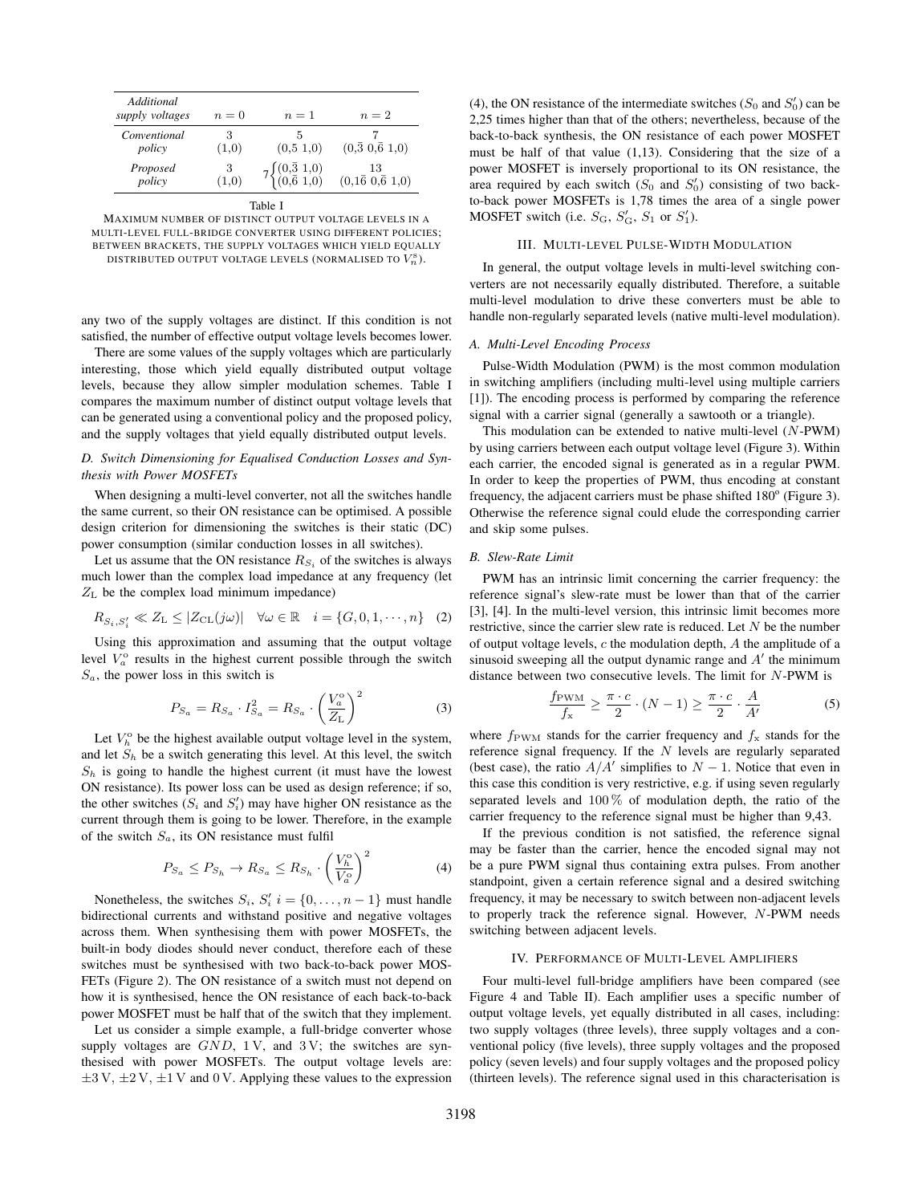| *Additional supply voltages* | $n=0$ | $n=1$ | $n=2$ |
|---|---|---|---|
| *Conventional policy* | 3 (1,0) | 5 (0,5 1,0) | 7 $(0,\bar{3}\ 0,\bar{6}\ 1,0)$ |
| *Proposed policy* | 3 (1,0) | $7\begin{cases}(0,\bar{3}\ 1,0)\\(0,\bar{6}\ 1,0)\end{cases}$ | 13 $(0,1\bar{6}\ 0,\bar{6}\ 1,0)$ |

Table I

MAXIMUM NUMBER OF DISTINCT OUTPUT VOLTAGE LEVELS IN A MULTI-LEVEL FULL-BRIDGE CONVERTER USING DIFFERENT POLICIES; BETWEEN BRACKETS, THE SUPPLY VOLTAGES WHICH YIELD EQUALLY DISTRIBUTED OUTPUT VOLTAGE LEVELS (NORMALISED TO $V_n^{\mathrm{s}}$).

any two of the supply voltages are distinct. If this condition is not satisfied, the number of effective output voltage levels becomes lower.

There are some values of the supply voltages which are particularly interesting, those which yield equally distributed output voltage levels, because they allow simpler modulation schemes. Table I compares the maximum number of distinct output voltage levels that can be generated using a conventional policy and the proposed policy, and the supply voltages that yield equally distributed output levels.

### *D. Switch Dimensioning for Equalised Conduction Losses and Synthesis with Power MOSFETs*

When designing a multi-level converter, not all the switches handle the same current, so their ON resistance can be optimised. A possible design criterion for dimensioning the switches is their static (DC) power consumption (similar conduction losses in all switches).

Let us assume that the ON resistance $R_{S_i}$ of the switches is always much lower than the complex load impedance at any frequency (let $Z_{\mathrm{L}}$ be the complex load minimum impedance)

$$R_{S_i,S_i'} \ll Z_{\mathrm{L}} \leq |Z_{\mathrm{CL}}(j\omega)| \quad \forall\omega\in\mathbb{R} \quad i=\{G,0,1,\cdots,n\} \tag{2}$$

Using this approximation and assuming that the output voltage level $V_a^{\mathrm{o}}$ results in the highest current possible through the switch $S_a$, the power loss in this switch is

$$P_{S_a} = R_{S_a}\cdot I_{S_a}^2 = R_{S_a}\cdot\left(\frac{V_a^{\mathrm{o}}}{Z_{\mathrm{L}}}\right)^2 \tag{3}$$

Let $V_h^{\mathrm{o}}$ be the highest available output voltage level in the system, and let $S_h$ be a switch generating this level. At this level, the switch $S_h$ is going to handle the highest current (it must have the lowest ON resistance). Its power loss can be used as design reference; if so, the other switches ($S_i$ and $S_i'$) may have higher ON resistance as the current through them is going to be lower. Therefore, in the example of the switch $S_a$, its ON resistance must fulfil

$$P_{S_a}\leq P_{S_h} \rightarrow R_{S_a}\leq R_{S_h}\cdot\left(\frac{V_h^{\mathrm{o}}}{V_a^{\mathrm{o}}}\right)^2 \tag{4}$$

Nonetheless, the switches $S_i$, $S_i'$ $i=\{0,\ldots,n-1\}$ must handle bidirectional currents and withstand positive and negative voltages across them. When synthesising them with power MOSFETs, the built-in body diodes should never conduct, therefore each of these switches must be synthesised with two back-to-back power MOSFETs (Figure 2). The ON resistance of a switch must not depend on how it is synthesised, hence the ON resistance of each back-to-back power MOSFET must be half that of the switch that they implement.

Let us consider a simple example, a full-bridge converter whose supply voltages are $GND$, 1 V, and 3 V; the switches are synthesised with power MOSFETs. The output voltage levels are: ±3 V, ±2 V, ±1 V and 0 V. Applying these values to the expression (4), the ON resistance of the intermediate switches ($S_0$ and $S_0'$) can be 2,25 times higher than that of the others; nevertheless, because of the back-to-back synthesis, the ON resistance of each power MOSFET must be half of that value (1,13). Considering that the size of a power MOSFET is inversely proportional to its ON resistance, the area required by each switch ($S_0$ and $S_0'$) consisting of two back-to-back power MOSFETs is 1,78 times the area of a single power MOSFET switch (i.e. $S_{\mathrm{G}}$, $S_{\mathrm{G}}'$, $S_1$ or $S_1'$).

## III. MULTI-LEVEL PULSE-WIDTH MODULATION

In general, the output voltage levels in multi-level switching converters are not necessarily equally distributed. Therefore, a suitable multi-level modulation to drive these converters must be able to handle non-regularly separated levels (native multi-level modulation).

### *A. Multi-Level Encoding Process*

Pulse-Width Modulation (PWM) is the most common modulation in switching amplifiers (including multi-level using multiple carriers [1]). The encoding process is performed by comparing the reference signal with a carrier signal (generally a sawtooth or a triangle).

This modulation can be extended to native multi-level ($N$-PWM) by using carriers between each output voltage level (Figure 3). Within each carrier, the encoded signal is generated as in a regular PWM. In order to keep the properties of PWM, thus encoding at constant frequency, the adjacent carriers must be phase shifted 180º (Figure 3). Otherwise the reference signal could elude the corresponding carrier and skip some pulses.

### *B. Slew-Rate Limit*

PWM has an intrinsic limit concerning the carrier frequency: the reference signal's slew-rate must be lower than that of the carrier [3], [4]. In the multi-level version, this intrinsic limit becomes more restrictive, since the carrier slew rate is reduced. Let $N$ be the number of output voltage levels, $c$ the modulation depth, $A$ the amplitude of a sinusoid sweeping all the output dynamic range and $A'$ the minimum distance between two consecutive levels. The limit for $N$-PWM is

$$\frac{f_{\mathrm{PWM}}}{f_{\mathrm{x}}} \geq \frac{\pi\cdot c}{2}\cdot(N-1) \geq \frac{\pi\cdot c}{2}\cdot\frac{A}{A'} \tag{5}$$

where $f_{\mathrm{PWM}}$ stands for the carrier frequency and $f_{\mathrm{x}}$ stands for the reference signal frequency. If the $N$ levels are regularly separated (best case), the ratio $A/A'$ simplifies to $N-1$. Notice that even in this case this condition is very restrictive, e.g. if using seven regularly separated levels and 100 % of modulation depth, the ratio of the carrier frequency to the reference signal must be higher than 9,43.

If the previous condition is not satisfied, the reference signal may be faster than the carrier, hence the encoded signal may not be a pure PWM signal thus containing extra pulses. From another standpoint, given a certain reference signal and a desired switching frequency, it may be necessary to switch between non-adjacent levels to properly track the reference signal. However, $N$-PWM needs switching between adjacent levels.

## IV. PERFORMANCE OF MULTI-LEVEL AMPLIFIERS

Four multi-level full-bridge amplifiers have been compared (see Figure 4 and Table II). Each amplifier uses a specific number of output voltage levels, yet equally distributed in all cases, including: two supply voltages (three levels), three supply voltages and a conventional policy (five levels), three supply voltages and the proposed policy (seven levels) and four supply voltages and the proposed policy (thirteen levels). The reference signal used in this characterisation is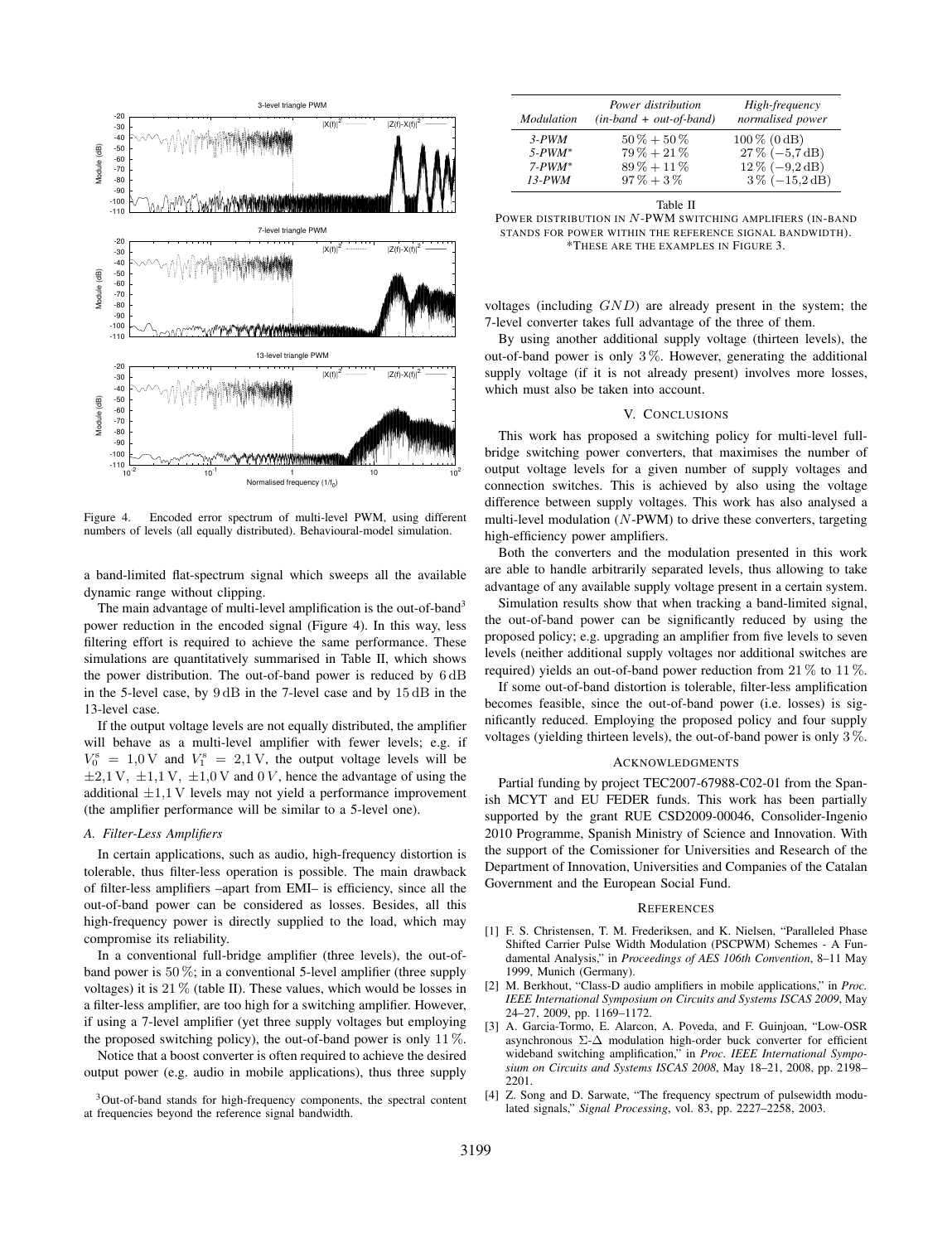3-level triangle PWM

Module (dB)

-20 -30 -40 -50 -60 -70 -80 -90 -100 -110

$|X(f)|^2$ $|Z(f)-X(f)|^2$

7-level triangle PWM

Module (dB)

$|X(f)|^2$ $|Z(f)-X(f)|^2$

13-level triangle PWM

Module (dB)

$|X(f)|^2$ $|Z(f)-X(f)|^2$

$10^{-2}$ $10^{-1}$ 1 10 $10^2$

Normalised frequency ($1/f_0$)

Figure 4. Encoded error spectrum of multi-level PWM, using different numbers of levels (all equally distributed). Behavioural-model simulation.

a band-limited flat-spectrum signal which sweeps all the available dynamic range without clipping.

The main advantage of multi-level amplification is the out-of-band[3] power reduction in the encoded signal (Figure 4). In this way, less filtering effort is required to achieve the same performance. These simulations are quantitatively summarised in Table II, which shows the power distribution. The out-of-band power is reduced by $6\,\mathrm{dB}$ in the 5-level case, by $9\,\mathrm{dB}$ in the 7-level case and by $15\,\mathrm{dB}$ in the 13-level case.

If the output voltage levels are not equally distributed, the amplifier will behave as a multi-level amplifier with fewer levels; e.g. if $V_0^s = 1{,}0\,\mathrm{V}$ and $V_1^s = 2{,}1\,\mathrm{V}$, the output voltage levels will be $\pm 2{,}1\,\mathrm{V}$, $\pm 1{,}1\,\mathrm{V}$, $\pm 1{,}0\,\mathrm{V}$ and $0\,V$, hence the advantage of using the additional $\pm 1{,}1\,\mathrm{V}$ levels may not yield a performance improvement (the amplifier performance will be similar to a 5-level one).

### A. Filter-Less Amplifiers

In certain applications, such as audio, high-frequency distortion is tolerable, thus filter-less operation is possible. The main drawback of filter-less amplifiers –apart from EMI– is efficiency, since all the out-of-band power can be considered as losses. Besides, all this high-frequency power is directly supplied to the load, which may compromise its reliability.

In a conventional full-bridge amplifier (three levels), the out-of-band power is $50\,\%$; in a conventional 5-level amplifier (three supply voltages) it is $21\,\%$ (table II). These values, which would be losses in a filter-less amplifier, are too high for a switching amplifier. However, if using a 7-level amplifier (yet three supply voltages but employing the proposed switching policy), the out-of-band power is only $11\,\%$.

Notice that a boost converter is often required to achieve the desired output power (e.g. audio in mobile applications), thus three supply voltages (including $GND$) are already present in the system; the 7-level converter takes full advantage of the three of them.

By using another additional supply voltage (thirteen levels), the out-of-band power is only $3\,\%$. However, generating the additional supply voltage (if it is not already present) involves more losses, which must also be taken into account.

[3]Out-of-band stands for high-frequency components, the spectral content at frequencies beyond the reference signal bandwidth.

| *Modulation* | *Power distribution (in-band + out-of-band)* | *High-frequency normalised power* |
|---|---|---|
| *3-PWM* | $50\,\% + 50\,\%$ | $100\,\%$ ($0\,\mathrm{dB}$) |
| *5-PWM\** | $79\,\% + 21\,\%$ | $27\,\%$ ($-5{,}7\,\mathrm{dB}$) |
| *7-PWM\** | $89\,\% + 11\,\%$ | $12\,\%$ ($-9{,}2\,\mathrm{dB}$) |
| *13-PWM* | $97\,\% + 3\,\%$ | $3\,\%$ ($-15{,}2\,\mathrm{dB}$) |

Table II

POWER DISTRIBUTION IN $N$-PWM SWITCHING AMPLIFIERS (IN-BAND STANDS FOR POWER WITHIN THE REFERENCE SIGNAL BANDWIDTH). *THESE ARE THE EXAMPLES IN FIGURE 3.

## V. CONCLUSIONS

This work has proposed a switching policy for multi-level full-bridge switching power converters, that maximises the number of output voltage levels for a given number of supply voltages and connection switches. This is achieved by also using the voltage difference between supply voltages. This work has also analysed a multi-level modulation ($N$-PWM) to drive these converters, targeting high-efficiency power amplifiers.

Both the converters and the modulation presented in this work are able to handle arbitrarily separated levels, thus allowing to take advantage of any available supply voltage present in a certain system.

Simulation results show that when tracking a band-limited signal, the out-of-band power can be significantly reduced by using the proposed policy; e.g. upgrading an amplifier from five levels to seven levels (neither additional supply voltages nor additional switches are required) yields an out-of-band power reduction from $21\,\%$ to $11\,\%$.

If some out-of-band distortion is tolerable, filter-less amplification becomes feasible, since the out-of-band power (i.e. losses) is significantly reduced. Employing the proposed policy and four supply voltages (yielding thirteen levels), the out-of-band power is only $3\,\%$.

## ACKNOWLEDGMENTS

Partial funding by project TEC2007-67988-C02-01 from the Spanish MCYT and EU FEDER funds. This work has been partially supported by the grant RUE CSD2009-00046, Consolider-Ingenio 2010 Programme, Spanish Ministry of Science and Innovation. With the support of the Comissioner for Universities and Research of the Department of Innovation, Universities and Companies of the Catalan Government and the European Social Fund.

## REFERENCES

[1] F. S. Christensen, T. M. Frederiksen, and K. Nielsen, "Paralleled Phase Shifted Carrier Pulse Width Modulation (PSCPWM) Schemes - A Fundamental Analysis," in *Proceedings of AES 106th Convention*, 8–11 May 1999, Munich (Germany).

[2] M. Berkhout, "Class-D audio amplifiers in mobile applications," in *Proc. IEEE International Symposium on Circuits and Systems ISCAS 2009*, May 24–27, 2009, pp. 1169–1172.

[3] A. Garcia-Tormo, E. Alarcon, A. Poveda, and F. Guinjoan, "Low-OSR asynchronous Σ-Δ modulation high-order buck converter for efficient wideband switching amplification," in *Proc. IEEE International Symposium on Circuits and Systems ISCAS 2008*, May 18–21, 2008, pp. 2198–2201.

[4] Z. Song and D. Sarwate, "The frequency spectrum of pulsewidth modulated signals," *Signal Processing*, vol. 83, pp. 2227–2258, 2003.